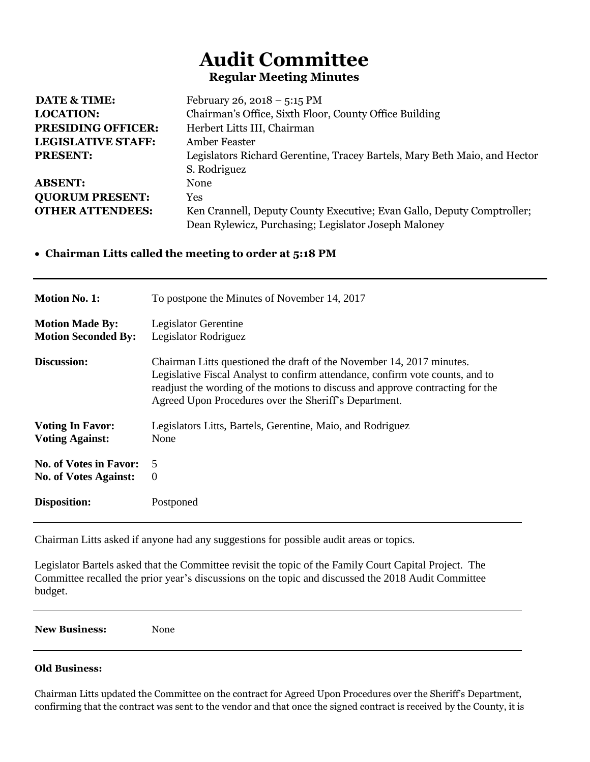# Audit Committee

## Regular Meeting Minutes

| | |
|---|---|
| **DATE & TIME:** | February 26, 2018 – 5:15 PM |
| **LOCATION:** | Chairman's Office, Sixth Floor, County Office Building |
| **PRESIDING OFFICER:** | Herbert Litts III, Chairman |
| **LEGISLATIVE STAFF:** | Amber Feaster |
| **PRESENT:** | Legislators Richard Gerentine, Tracey Bartels, Mary Beth Maio, and Hector S. Rodriguez |
| **ABSENT:** | None |
| **QUORUM PRESENT:** | Yes |
| **OTHER ATTENDEES:** | Ken Crannell, Deputy County Executive; Evan Gallo, Deputy Comptroller; Dean Rylewicz, Purchasing; Legislator Joseph Maloney |

- **Chairman Litts called the meeting to order at 5:18 PM**

---

| | |
|---|---|
| **Motion No. 1:** | To postpone the Minutes of November 14, 2017 |
| **Motion Made By:** | Legislator Gerentine |
| **Motion Seconded By:** | Legislator Rodriguez |
| **Discussion:** | Chairman Litts questioned the draft of the November 14, 2017 minutes. Legislative Fiscal Analyst to confirm attendance, confirm vote counts, and to readjust the wording of the motions to discuss and approve contracting for the Agreed Upon Procedures over the Sheriff's Department. |
| **Voting In Favor:** | Legislators Litts, Bartels, Gerentine, Maio, and Rodriguez |
| **Voting Against:** | None |
| **No. of Votes in Favor:** | 5 |
| **No. of Votes Against:** | 0 |
| **Disposition:** | Postponed |

---

Chairman Litts asked if anyone had any suggestions for possible audit areas or topics.

Legislator Bartels asked that the Committee revisit the topic of the Family Court Capital Project. The Committee recalled the prior year's discussions on the topic and discussed the 2018 Audit Committee budget.

---

**New Business:** None

---

**Old Business:**

Chairman Litts updated the Committee on the contract for Agreed Upon Procedures over the Sheriff's Department, confirming that the contract was sent to the vendor and that once the signed contract is received by the County, it is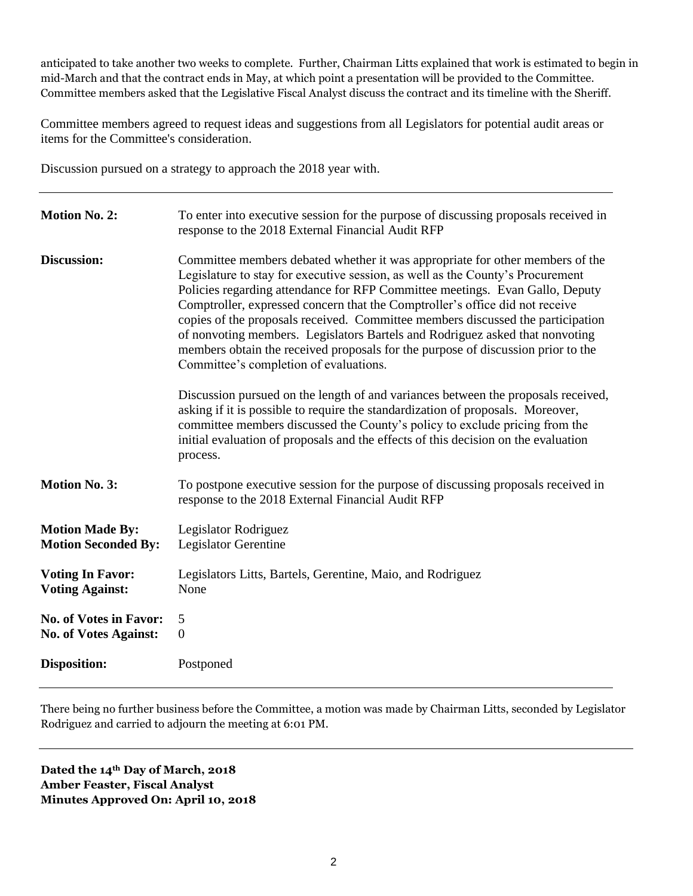anticipated to take another two weeks to complete. Further, Chairman Litts explained that work is estimated to begin in mid-March and that the contract ends in May, at which point a presentation will be provided to the Committee. Committee members asked that the Legislative Fiscal Analyst discuss the contract and its timeline with the Sheriff.

Committee members agreed to request ideas and suggestions from all Legislators for potential audit areas or items for the Committee's consideration.

Discussion pursued on a strategy to approach the 2018 year with.

---

| | |
|---|---|
| **Motion No. 2:** | To enter into executive session for the purpose of discussing proposals received in response to the 2018 External Financial Audit RFP |
| **Discussion:** | Committee members debated whether it was appropriate for other members of the Legislature to stay for executive session, as well as the County's Procurement Policies regarding attendance for RFP Committee meetings. Evan Gallo, Deputy Comptroller, expressed concern that the Comptroller's office did not receive copies of the proposals received. Committee members discussed the participation of nonvoting members. Legislators Bartels and Rodriguez asked that nonvoting members obtain the received proposals for the purpose of discussion prior to the Committee's completion of evaluations.<br><br>Discussion pursued on the length of and variances between the proposals received, asking if it is possible to require the standardization of proposals. Moreover, committee members discussed the County's policy to exclude pricing from the initial evaluation of proposals and the effects of this decision on the evaluation process. |
| **Motion No. 3:** | To postpone executive session for the purpose of discussing proposals received in response to the 2018 External Financial Audit RFP |
| **Motion Made By:** | Legislator Rodriguez |
| **Motion Seconded By:** | Legislator Gerentine |
| **Voting In Favor:** | Legislators Litts, Bartels, Gerentine, Maio, and Rodriguez |
| **Voting Against:** | None |
| **No. of Votes in Favor:** | 5 |
| **No. of Votes Against:** | 0 |
| **Disposition:** | Postponed |

---

There being no further business before the Committee, a motion was made by Chairman Litts, seconded by Legislator Rodriguez and carried to adjourn the meeting at 6:01 PM.

---

**Dated the 14th Day of March, 2018**
**Amber Feaster, Fiscal Analyst**
**Minutes Approved On: April 10, 2018**